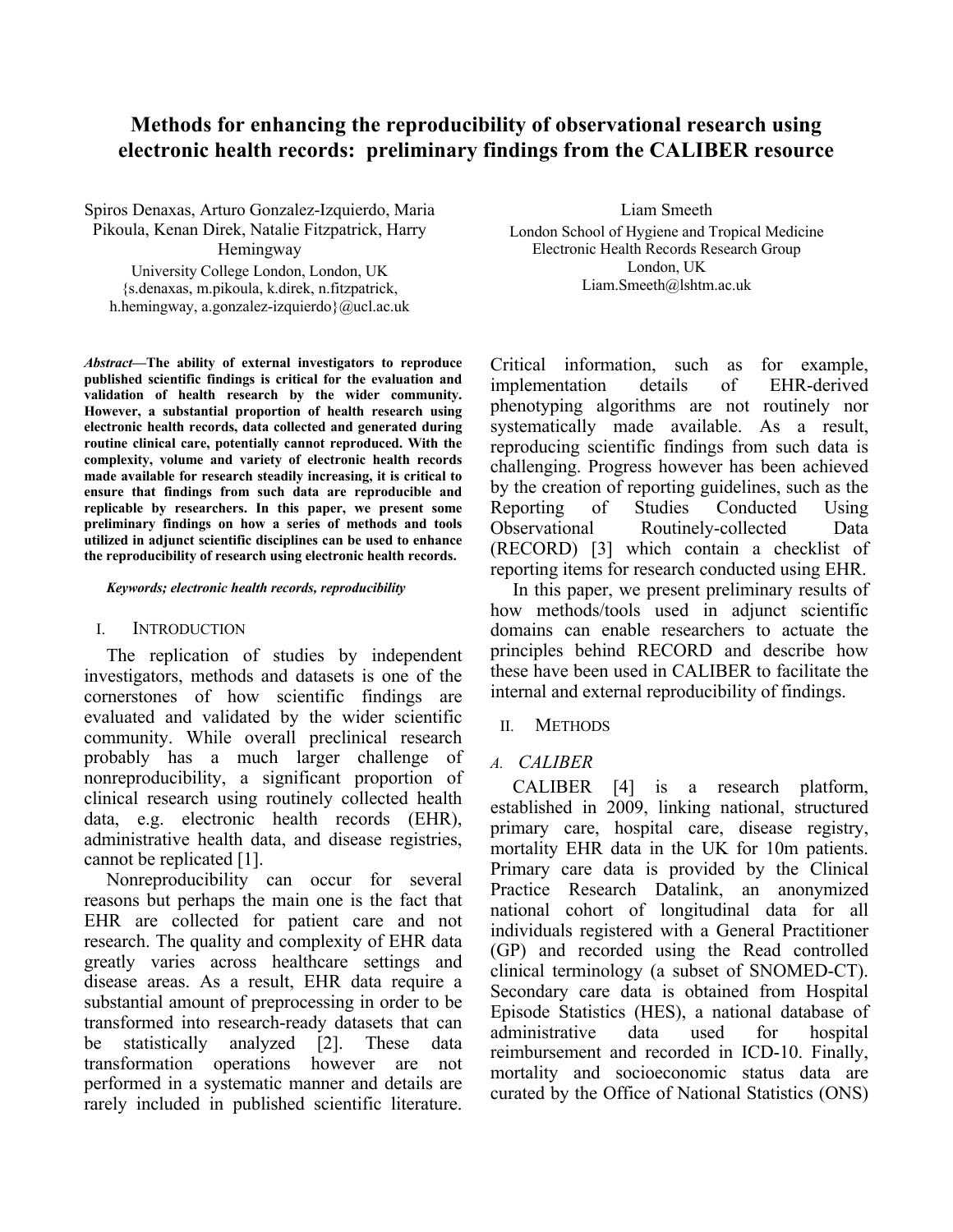# Methods for enhancing the reproducibility of observational research using electronic health records: preliminary findings from the CALIBER resource

Spiros Denaxas, Arturo Gonzalez-Izquierdo, Maria Pikoula, Kenan Direk, Natalie Fitzpatrick, Harry Hemingway
University College London, London, UK
{s.denaxas, m.pikoula, k.direk, n.fitzpatrick, h.hemingway, a.gonzalez-izquierdo}@ucl.ac.uk

Liam Smeeth
London School of Hygiene and Tropical Medicine
Electronic Health Records Research Group
London, UK
Liam.Smeeth@lshtm.ac.uk

***Abstract*—The ability of external investigators to reproduce published scientific findings is critical for the evaluation and validation of health research by the wider community. However, a substantial proportion of health research using electronic health records, data collected and generated during routine clinical care, potentially cannot reproduced. With the complexity, volume and variety of electronic health records made available for research steadily increasing, it is critical to ensure that findings from such data are reproducible and replicable by researchers. In this paper, we present some preliminary findings on how a series of methods and tools utilized in adjunct scientific disciplines can be used to enhance the reproducibility of research using electronic health records.**

***Keywords; electronic health records, reproducibility***

## I. Introduction

The replication of studies by independent investigators, methods and datasets is one of the cornerstones of how scientific findings are evaluated and validated by the wider scientific community. While overall preclinical research probably has a much larger challenge of nonreproducibility, a significant proportion of clinical research using routinely collected health data, e.g. electronic health records (EHR), administrative health data, and disease registries, cannot be replicated [1].

Nonreproducibility can occur for several reasons but perhaps the main one is the fact that EHR are collected for patient care and not research. The quality and complexity of EHR data greatly varies across healthcare settings and disease areas. As a result, EHR data require a substantial amount of preprocessing in order to be transformed into research-ready datasets that can be statistically analyzed [2]. These data transformation operations however are not performed in a systematic manner and details are rarely included in published scientific literature. Critical information, such as for example, implementation details of EHR-derived phenotyping algorithms are not routinely nor systematically made available. As a result, reproducing scientific findings from such data is challenging. Progress however has been achieved by the creation of reporting guidelines, such as the Reporting of Studies Conducted Using Observational Routinely-collected Data (RECORD) [3] which contain a checklist of reporting items for research conducted using EHR.

In this paper, we present preliminary results of how methods/tools used in adjunct scientific domains can enable researchers to actuate the principles behind RECORD and describe how these have been used in CALIBER to facilitate the internal and external reproducibility of findings.

## II. Methods

### A. CALIBER

CALIBER [4] is a research platform, established in 2009, linking national, structured primary care, hospital care, disease registry, mortality EHR data in the UK for 10m patients. Primary care data is provided by the Clinical Practice Research Datalink, an anonymized national cohort of longitudinal data for all individuals registered with a General Practitioner (GP) and recorded using the Read controlled clinical terminology (a subset of SNOMED-CT). Secondary care data is obtained from Hospital Episode Statistics (HES), a national database of administrative data used for hospital reimbursement and recorded in ICD-10. Finally, mortality and socioeconomic status data are curated by the Office of National Statistics (ONS)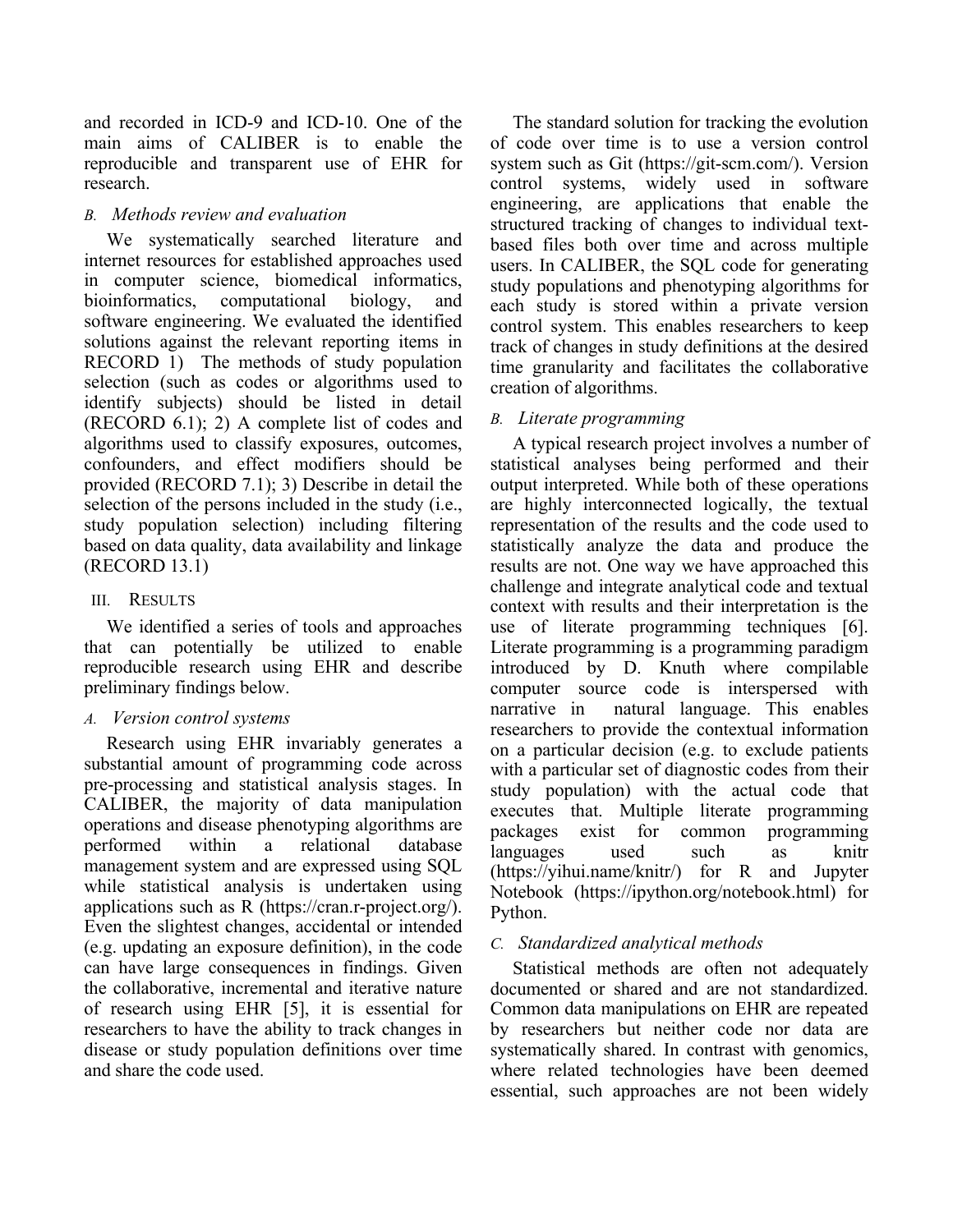and recorded in ICD-9 and ICD-10. One of the main aims of CALIBER is to enable the reproducible and transparent use of EHR for research.

### *B. Methods review and evaluation*

We systematically searched literature and internet resources for established approaches used in computer science, biomedical informatics, bioinformatics, computational biology, and software engineering. We evaluated the identified solutions against the relevant reporting items in RECORD 1) The methods of study population selection (such as codes or algorithms used to identify subjects) should be listed in detail (RECORD 6.1); 2) A complete list of codes and algorithms used to classify exposures, outcomes, confounders, and effect modifiers should be provided (RECORD 7.1); 3) Describe in detail the selection of the persons included in the study (i.e., study population selection) including filtering based on data quality, data availability and linkage (RECORD 13.1)

## III. RESULTS

We identified a series of tools and approaches that can potentially be utilized to enable reproducible research using EHR and describe preliminary findings below.

### *A. Version control systems*

Research using EHR invariably generates a substantial amount of programming code across pre-processing and statistical analysis stages. In CALIBER, the majority of data manipulation operations and disease phenotyping algorithms are performed within a relational database management system and are expressed using SQL while statistical analysis is undertaken using applications such as R (https://cran.r-project.org/). Even the slightest changes, accidental or intended (e.g. updating an exposure definition), in the code can have large consequences in findings. Given the collaborative, incremental and iterative nature of research using EHR [5], it is essential for researchers to have the ability to track changes in disease or study population definitions over time and share the code used.

The standard solution for tracking the evolution of code over time is to use a version control system such as Git (https://git-scm.com/). Version control systems, widely used in software engineering, are applications that enable the structured tracking of changes to individual text-based files both over time and across multiple users. In CALIBER, the SQL code for generating study populations and phenotyping algorithms for each study is stored within a private version control system. This enables researchers to keep track of changes in study definitions at the desired time granularity and facilitates the collaborative creation of algorithms.

### *B. Literate programming*

A typical research project involves a number of statistical analyses being performed and their output interpreted. While both of these operations are highly interconnected logically, the textual representation of the results and the code used to statistically analyze the data and produce the results are not. One way we have approached this challenge and integrate analytical code and textual context with results and their interpretation is the use of literate programming techniques [6]. Literate programming is a programming paradigm introduced by D. Knuth where compilable computer source code is interspersed with narrative in natural language. This enables researchers to provide the contextual information on a particular decision (e.g. to exclude patients with a particular set of diagnostic codes from their study population) with the actual code that executes that. Multiple literate programming packages exist for common programming languages used such as knitr (https://yihui.name/knitr/) for R and Jupyter Notebook (https://ipython.org/notebook.html) for Python.

### *C. Standardized analytical methods*

Statistical methods are often not adequately documented or shared and are not standardized. Common data manipulations on EHR are repeated by researchers but neither code nor data are systematically shared. In contrast with genomics, where related technologies have been deemed essential, such approaches are not been widely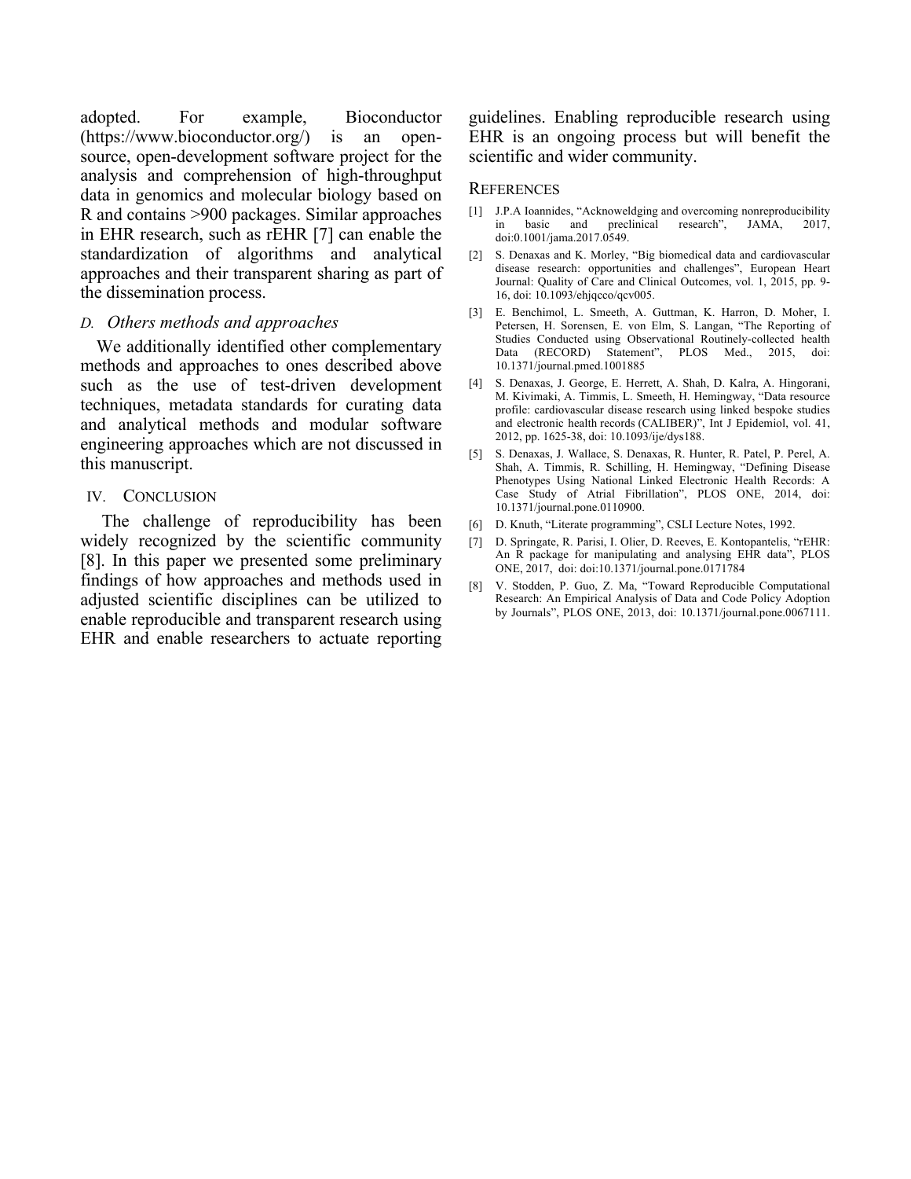adopted. For example, Bioconductor (https://www.bioconductor.org/) is an open-source, open-development software project for the analysis and comprehension of high-throughput data in genomics and molecular biology based on R and contains >900 packages. Similar approaches in EHR research, such as rEHR [7] can enable the standardization of algorithms and analytical approaches and their transparent sharing as part of the dissemination process.

### *D. Others methods and approaches*

We additionally identified other complementary methods and approaches to ones described above such as the use of test-driven development techniques, metadata standards for curating data and analytical methods and modular software engineering approaches which are not discussed in this manuscript.

## IV. Conclusion

The challenge of reproducibility has been widely recognized by the scientific community [8]. In this paper we presented some preliminary findings of how approaches and methods used in adjusted scientific disciplines can be utilized to enable reproducible and transparent research using EHR and enable researchers to actuate reporting guidelines. Enabling reproducible research using EHR is an ongoing process but will benefit the scientific and wider community.

## References

[1] J.P.A Ioannides, "Acknoweldging and overcoming nonreproducibility in basic and preclinical research", JAMA, 2017, doi:0.1001/jama.2017.0549.

[2] S. Denaxas and K. Morley, "Big biomedical data and cardiovascular disease research: opportunities and challenges", European Heart Journal: Quality of Care and Clinical Outcomes, vol. 1, 2015, pp. 9-16, doi: 10.1093/ehjqcco/qcv005.

[3] E. Benchimol, L. Smeeth, A. Guttman, K. Harron, D. Moher, I. Petersen, H. Sorensen, E. von Elm, S. Langan, "The Reporting of Studies Conducted using Observational Routinely-collected health Data (RECORD) Statement", PLOS Med., 2015, doi: 10.1371/journal.pmed.1001885

[4] S. Denaxas, J. George, E. Herrett, A. Shah, D. Kalra, A. Hingorani, M. Kivimaki, A. Timmis, L. Smeeth, H. Hemingway, "Data resource profile: cardiovascular disease research using linked bespoke studies and electronic health records (CALIBER)", Int J Epidemiol, vol. 41, 2012, pp. 1625-38, doi: 10.1093/ije/dys188.

[5] S. Denaxas, J. Wallace, S. Denaxas, R. Hunter, R. Patel, P. Perel, A. Shah, A. Timmis, R. Schilling, H. Hemingway, "Defining Disease Phenotypes Using National Linked Electronic Health Records: A Case Study of Atrial Fibrillation", PLOS ONE, 2014, doi: 10.1371/journal.pone.0110900.

[6] D. Knuth, "Literate programming", CSLI Lecture Notes, 1992.

[7] D. Springate, R. Parisi, I. Olier, D. Reeves, E. Kontopantelis, "rEHR: An R package for manipulating and analysing EHR data", PLOS ONE, 2017, doi: doi:10.1371/journal.pone.0171784

[8] V. Stodden, P. Guo, Z. Ma, "Toward Reproducible Computational Research: An Empirical Analysis of Data and Code Policy Adoption by Journals", PLOS ONE, 2013, doi: 10.1371/journal.pone.0067111.